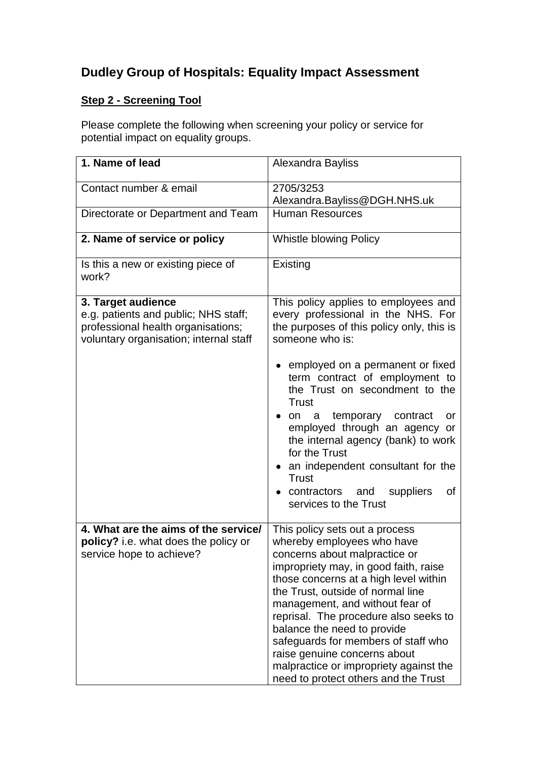# Dudley Group of Hospitals: Equality Impact Assessment

**Step 2 - Screening Tool**

Please complete the following when screening your policy or service for potential impact on equality groups.

| **1. Name of lead** | Alexandra Bayliss |
|---|---|
| Contact number & email | 2705/3253<br>Alexandra.Bayliss@DGH.NHS.uk |
| Directorate or Department and Team | Human Resources |
| **2. Name of service or policy** | Whistle blowing Policy |
| Is this a new or existing piece of work? | Existing |
| **3. Target audience**<br>e.g. patients and public; NHS staff; professional health organisations; voluntary organisation; internal staff | This policy applies to employees and every professional in the NHS. For the purposes of this policy only, this is someone who is:<br>• employed on a permanent or fixed term contract of employment to the Trust on secondment to the Trust<br>• on a temporary contract or employed through an agency or the internal agency (bank) to work for the Trust<br>• an independent consultant for the Trust<br>• contractors and suppliers of services to the Trust |
| **4. What are the aims of the service/ policy?** i.e. what does the policy or service hope to achieve? | This policy sets out a process whereby employees who have concerns about malpractice or impropriety may, in good faith, raise those concerns at a high level within the Trust, outside of normal line management, and without fear of reprisal. The procedure also seeks to balance the need to provide safeguards for members of staff who raise genuine concerns about malpractice or impropriety against the need to protect others and the Trust |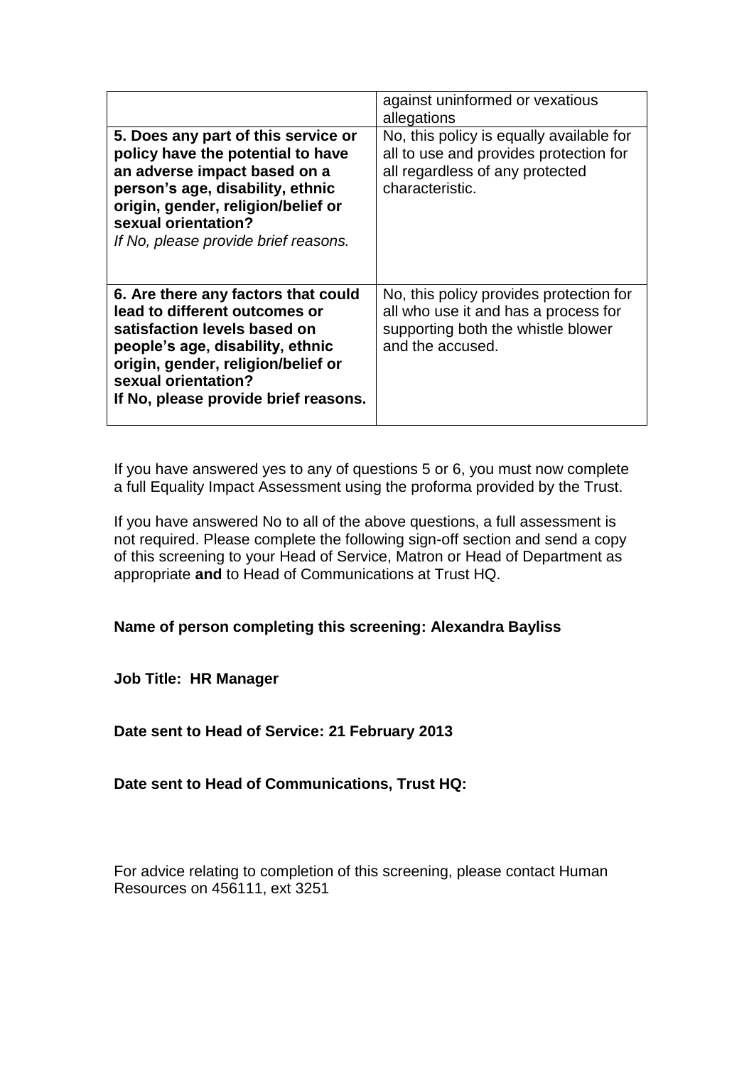| | |
|---|---|
| | against uninformed or vexatious allegations |
| **5. Does any part of this service or policy have the potential to have an adverse impact based on a person's age, disability, ethnic origin, gender, religion/belief or sexual orientation?** *If No, please provide brief reasons.* | No, this policy is equally available for all to use and provides protection for all regardless of any protected characteristic. |
| **6. Are there any factors that could lead to different outcomes or satisfaction levels based on people's age, disability, ethnic origin, gender, religion/belief or sexual orientation? If No, please provide brief reasons.** | No, this policy provides protection for all who use it and has a process for supporting both the whistle blower and the accused. |

If you have answered yes to any of questions 5 or 6, you must now complete a full Equality Impact Assessment using the proforma provided by the Trust.

If you have answered No to all of the above questions, a full assessment is not required. Please complete the following sign-off section and send a copy of this screening to your Head of Service, Matron or Head of Department as appropriate **and** to Head of Communications at Trust HQ.

**Name of person completing this screening: Alexandra Bayliss**

**Job Title: HR Manager**

**Date sent to Head of Service: 21 February 2013**

**Date sent to Head of Communications, Trust HQ:**

For advice relating to completion of this screening, please contact Human Resources on 456111, ext 3251